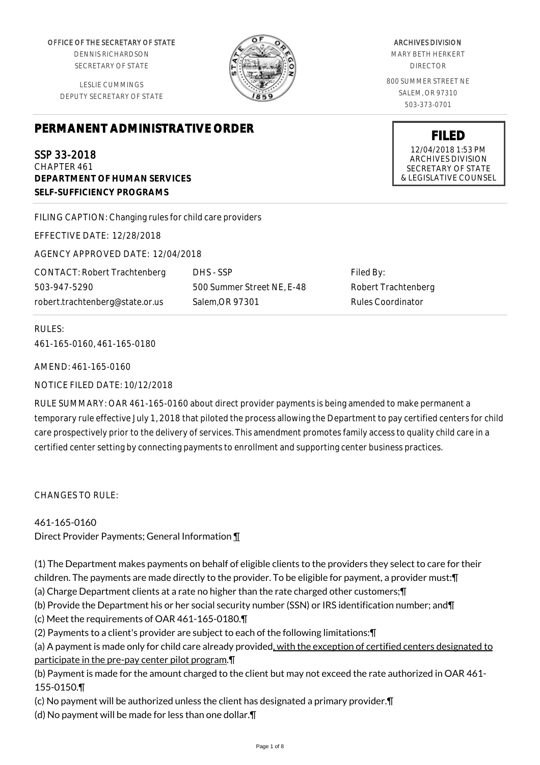OFFICE OF THE SECRETARY OF STATE
DENNIS RICHARDSON
SECRETARY OF STATE

LESLIE CUMMINGS
DEPUTY SECRETARY OF STATE

ARCHIVES DIVISION
MARY BETH HERKERT
DIRECTOR

800 SUMMER STREET NE
SALEM, OR 97310
503-373-0701

**FILED**
12/04/2018 1:53 PM
ARCHIVES DIVISION
SECRETARY OF STATE
& LEGISLATIVE COUNSEL

# PERMANENT ADMINISTRATIVE ORDER

## SSP 33-2018
CHAPTER 461
**DEPARTMENT OF HUMAN SERVICES**
**SELF-SUFFICIENCY PROGRAMS**

FILING CAPTION: Changing rules for child care providers

EFFECTIVE DATE: 12/28/2018

AGENCY APPROVED DATE: 12/04/2018

| CONTACT: Robert Trachtenberg | DHS - SSP | Filed By: |
|---|---|---|
| 503-947-5290 | 500 Summer Street NE, E-48 | Robert Trachtenberg |
| robert.trachtenberg@state.or.us | Salem,OR 97301 | Rules Coordinator |

RULES:
461-165-0160, 461-165-0180

AMEND: 461-165-0160

NOTICE FILED DATE: 10/12/2018

RULE SUMMARY: OAR 461-165-0160 about direct provider payments is being amended to make permanent a temporary rule effective July 1, 2018 that piloted the process allowing the Department to pay certified centers for child care prospectively prior to the delivery of services. This amendment promotes family access to quality child care in a certified center setting by connecting payments to enrollment and supporting center business practices.

CHANGES TO RULE:

461-165-0160
Direct Provider Payments; General Information ¶

(1) The Department makes payments on behalf of eligible clients to the providers they select to care for their children. The payments are made directly to the provider. To be eligible for payment, a provider must:¶
(a) Charge Department clients at a rate no higher than the rate charged other customers;¶
(b) Provide the Department his or her social security number (SSN) or IRS identification number; and¶
(c) Meet the requirements of OAR 461-165-0180.¶
(2) Payments to a client's provider are subject to each of the following limitations:¶
(a) A payment is made only for child care already provided, with the exception of certified centers designated to participate in the pre-pay center pilot program.¶
(b) Payment is made for the amount charged to the client but may not exceed the rate authorized in OAR 461-155-0150.¶
(c) No payment will be authorized unless the client has designated a primary provider.¶
(d) No payment will be made for less than one dollar.¶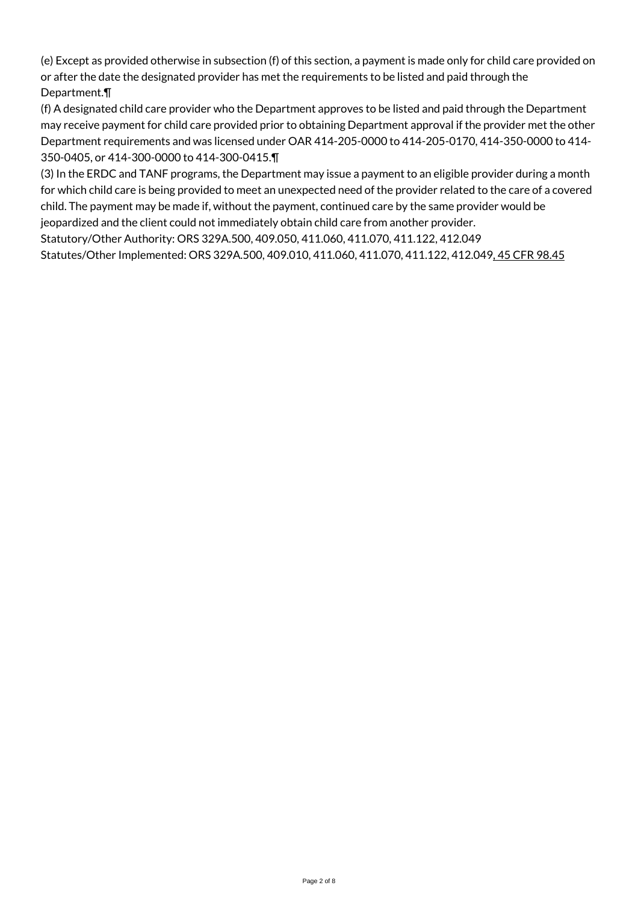(e) Except as provided otherwise in subsection (f) of this section, a payment is made only for child care provided on or after the date the designated provider has met the requirements to be listed and paid through the Department.¶

(f) A designated child care provider who the Department approves to be listed and paid through the Department may receive payment for child care provided prior to obtaining Department approval if the provider met the other Department requirements and was licensed under OAR 414-205-0000 to 414-205-0170, 414-350-0000 to 414-350-0405, or 414-300-0000 to 414-300-0415.¶

(3) In the ERDC and TANF programs, the Department may issue a payment to an eligible provider during a month for which child care is being provided to meet an unexpected need of the provider related to the care of a covered child. The payment may be made if, without the payment, continued care by the same provider would be jeopardized and the client could not immediately obtain child care from another provider.

Statutory/Other Authority: ORS 329A.500, 409.050, 411.060, 411.070, 411.122, 412.049

Statutes/Other Implemented: ORS 329A.500, 409.010, 411.060, 411.070, 411.122, 412.049, 45 CFR 98.45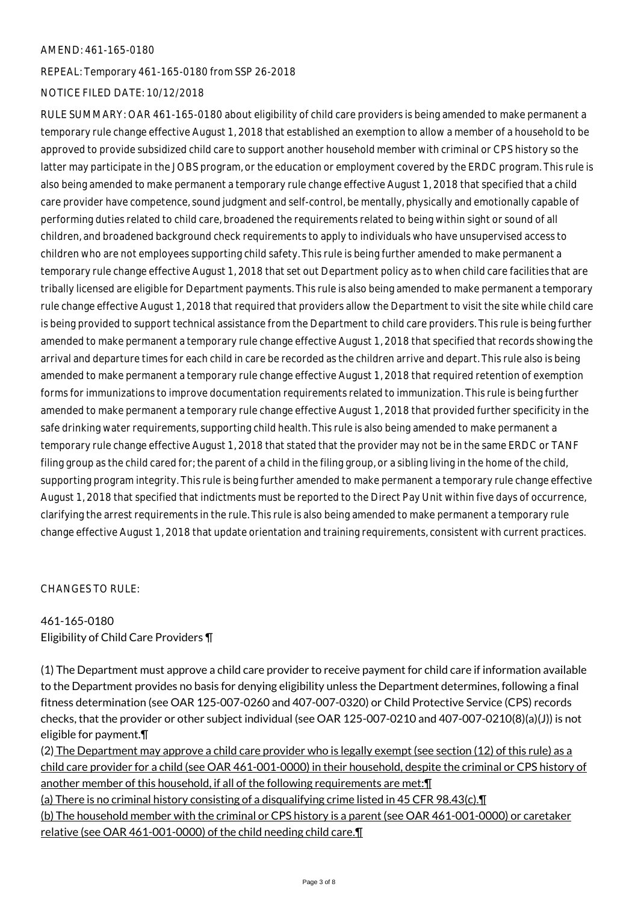AMEND: 461-165-0180

REPEAL: Temporary 461-165-0180 from SSP 26-2018

NOTICE FILED DATE: 10/12/2018

RULE SUMMARY: OAR 461-165-0180 about eligibility of child care providers is being amended to make permanent a temporary rule change effective August 1, 2018 that established an exemption to allow a member of a household to be approved to provide subsidized child care to support another household member with criminal or CPS history so the latter may participate in the JOBS program, or the education or employment covered by the ERDC program. This rule is also being amended to make permanent a temporary rule change effective August 1, 2018 that specified that a child care provider have competence, sound judgment and self-control, be mentally, physically and emotionally capable of performing duties related to child care, broadened the requirements related to being within sight or sound of all children, and broadened background check requirements to apply to individuals who have unsupervised access to children who are not employees supporting child safety. This rule is being further amended to make permanent a temporary rule change effective August 1, 2018 that set out Department policy as to when child care facilities that are tribally licensed are eligible for Department payments. This rule is also being amended to make permanent a temporary rule change effective August 1, 2018 that required that providers allow the Department to visit the site while child care is being provided to support technical assistance from the Department to child care providers. This rule is being further amended to make permanent a temporary rule change effective August 1, 2018 that specified that records showing the arrival and departure times for each child in care be recorded as the children arrive and depart. This rule also is being amended to make permanent a temporary rule change effective August 1, 2018 that required retention of exemption forms for immunizations to improve documentation requirements related to immunization. This rule is being further amended to make permanent a temporary rule change effective August 1, 2018 that provided further specificity in the safe drinking water requirements, supporting child health. This rule is also being amended to make permanent a temporary rule change effective August 1, 2018 that stated that the provider may not be in the same ERDC or TANF filing group as the child cared for; the parent of a child in the filing group, or a sibling living in the home of the child, supporting program integrity. This rule is being further amended to make permanent a temporary rule change effective August 1, 2018 that specified that indictments must be reported to the Direct Pay Unit within five days of occurrence, clarifying the arrest requirements in the rule. This rule is also being amended to make permanent a temporary rule change effective August 1, 2018 that update orientation and training requirements, consistent with current practices.

CHANGES TO RULE:

461-165-0180
Eligibility of Child Care Providers ¶

(1) The Department must approve a child care provider to receive payment for child care if information available to the Department provides no basis for denying eligibility unless the Department determines, following a final fitness determination (see OAR 125-007-0260 and 407-007-0320) or Child Protective Service (CPS) records checks, that the provider or other subject individual (see OAR 125-007-0210 and 407-007-0210(8)(a)(J)) is not eligible for payment.¶

(2) The Department may approve a child care provider who is legally exempt (see section (12) of this rule) as a child care provider for a child (see OAR 461-001-0000) in their household, despite the criminal or CPS history of another member of this household, if all of the following requirements are met:¶

(a) There is no criminal history consisting of a disqualifying crime listed in 45 CFR 98.43(c).¶

(b) The household member with the criminal or CPS history is a parent (see OAR 461-001-0000) or caretaker relative (see OAR 461-001-0000) of the child needing child care.¶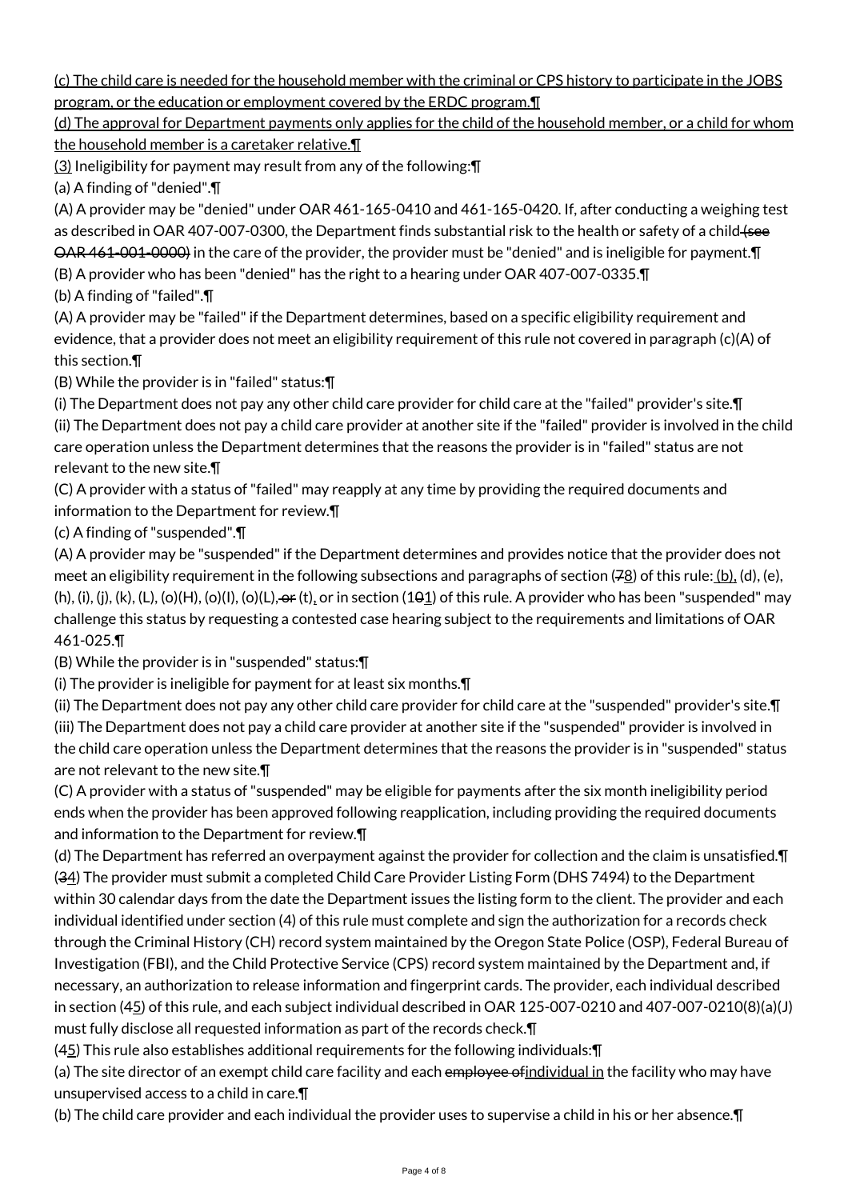(c) The child care is needed for the household member with the criminal or CPS history to participate in the JOBS program, or the education or employment covered by the ERDC program.¶

(d) The approval for Department payments only applies for the child of the household member, or a child for whom the household member is a caretaker relative.¶

(3) Ineligibility for payment may result from any of the following:¶

(a) A finding of "denied".¶

(A) A provider may be "denied" under OAR 461-165-0410 and 461-165-0420. If, after conducting a weighing test as described in OAR 407-007-0300, the Department finds substantial risk to the health or safety of a child (see OAR 461-001-0000) in the care of the provider, the provider must be "denied" and is ineligible for payment.¶

(B) A provider who has been "denied" has the right to a hearing under OAR 407-007-0335.¶

(b) A finding of "failed".¶

(A) A provider may be "failed" if the Department determines, based on a specific eligibility requirement and evidence, that a provider does not meet an eligibility requirement of this rule not covered in paragraph (c)(A) of this section.¶

(B) While the provider is in "failed" status:¶

(i) The Department does not pay any other child care provider for child care at the "failed" provider's site.¶

(ii) The Department does not pay a child care provider at another site if the "failed" provider is involved in the child care operation unless the Department determines that the reasons the provider is in "failed" status are not relevant to the new site.¶

(C) A provider with a status of "failed" may reapply at any time by providing the required documents and information to the Department for review.¶

(c) A finding of "suspended".¶

(A) A provider may be "suspended" if the Department determines and provides notice that the provider does not meet an eligibility requirement in the following subsections and paragraphs of section (78) of this rule: (b), (d), (e), (h), (i), (j), (k), (L), (o)(H), (o)(I), (o)(L), or (t), or in section (101) of this rule. A provider who has been "suspended" may challenge this status by requesting a contested case hearing subject to the requirements and limitations of OAR 461-025.¶

(B) While the provider is in "suspended" status:¶

(i) The provider is ineligible for payment for at least six months.¶

(ii) The Department does not pay any other child care provider for child care at the "suspended" provider's site.¶

(iii) The Department does not pay a child care provider at another site if the "suspended" provider is involved in the child care operation unless the Department determines that the reasons the provider is in "suspended" status are not relevant to the new site.¶

(C) A provider with a status of "suspended" may be eligible for payments after the six month ineligibility period ends when the provider has been approved following reapplication, including providing the required documents and information to the Department for review.¶

(d) The Department has referred an overpayment against the provider for collection and the claim is unsatisfied.¶

(34) The provider must submit a completed Child Care Provider Listing Form (DHS 7494) to the Department within 30 calendar days from the date the Department issues the listing form to the client. The provider and each individual identified under section (4) of this rule must complete and sign the authorization for a records check through the Criminal History (CH) record system maintained by the Oregon State Police (OSP), Federal Bureau of Investigation (FBI), and the Child Protective Service (CPS) record system maintained by the Department and, if necessary, an authorization to release information and fingerprint cards. The provider, each individual described in section (45) of this rule, and each subject individual described in OAR 125-007-0210 and 407-007-0210(8)(a)(J) must fully disclose all requested information as part of the records check.¶

(45) This rule also establishes additional requirements for the following individuals:¶

(a) The site director of an exempt child care facility and each employee ofindividual in the facility who may have unsupervised access to a child in care.¶

(b) The child care provider and each individual the provider uses to supervise a child in his or her absence.¶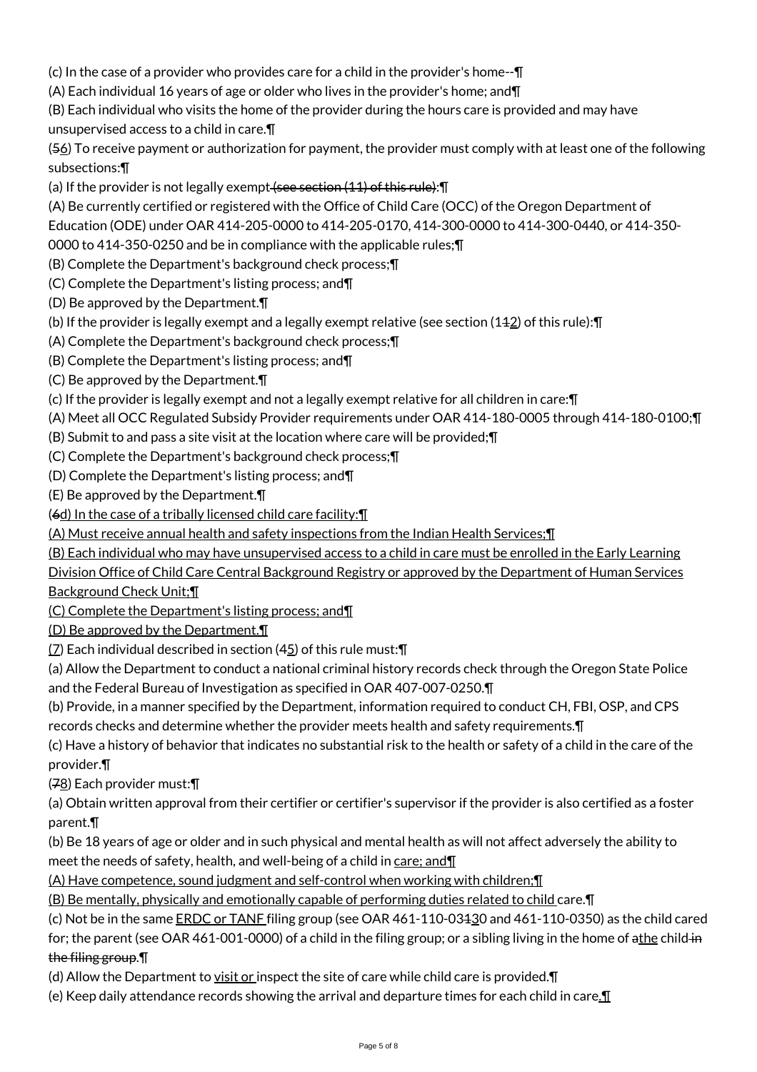(c) In the case of a provider who provides care for a child in the provider's home--¶

(A) Each individual 16 years of age or older who lives in the provider's home; and¶

(B) Each individual who visits the home of the provider during the hours care is provided and may have unsupervised access to a child in care.¶

(56) To receive payment or authorization for payment, the provider must comply with at least one of the following subsections:¶

(a) If the provider is not legally exempt (see section (11) of this rule):¶

(A) Be currently certified or registered with the Office of Child Care (OCC) of the Oregon Department of Education (ODE) under OAR 414-205-0000 to 414-205-0170, 414-300-0000 to 414-300-0440, or 414-350-0000 to 414-350-0250 and be in compliance with the applicable rules;¶

(B) Complete the Department's background check process;¶

(C) Complete the Department's listing process; and¶

(D) Be approved by the Department.¶

(b) If the provider is legally exempt and a legally exempt relative (see section (112) of this rule):¶

(A) Complete the Department's background check process;¶

(B) Complete the Department's listing process; and¶

(C) Be approved by the Department.¶

(c) If the provider is legally exempt and not a legally exempt relative for all children in care:¶

(A) Meet all OCC Regulated Subsidy Provider requirements under OAR 414-180-0005 through 414-180-0100;¶

(B) Submit to and pass a site visit at the location where care will be provided;¶

(C) Complete the Department's background check process;¶

(D) Complete the Department's listing process; and¶

(E) Be approved by the Department.¶

(6d) In the case of a tribally licensed child care facility:¶

(A) Must receive annual health and safety inspections from the Indian Health Services;¶

(B) Each individual who may have unsupervised access to a child in care must be enrolled in the Early Learning Division Office of Child Care Central Background Registry or approved by the Department of Human Services Background Check Unit;¶

(C) Complete the Department's listing process; and¶

(D) Be approved by the Department.¶

(7) Each individual described in section (45) of this rule must:¶

(a) Allow the Department to conduct a national criminal history records check through the Oregon State Police and the Federal Bureau of Investigation as specified in OAR 407-007-0250.¶

(b) Provide, in a manner specified by the Department, information required to conduct CH, FBI, OSP, and CPS records checks and determine whether the provider meets health and safety requirements.¶

(c) Have a history of behavior that indicates no substantial risk to the health or safety of a child in the care of the provider.¶

(78) Each provider must:¶

(a) Obtain written approval from their certifier or certifier's supervisor if the provider is also certified as a foster parent.¶

(b) Be 18 years of age or older and in such physical and mental health as will not affect adversely the ability to meet the needs of safety, health, and well-being of a child in care; and¶

(A) Have competence, sound judgment and self-control when working with children;¶

(B) Be mentally, physically and emotionally capable of performing duties related to child care.¶

(c) Not be in the same ERDC or TANF filing group (see OAR 461-110-03130 and 461-110-0350) as the child cared for; the parent (see OAR 461-001-0000) of a child in the filing group; or a sibling living in the home of athe child in the filing group.¶

(d) Allow the Department to visit or inspect the site of care while child care is provided.¶

(e) Keep daily attendance records showing the arrival and departure times for each child in care.¶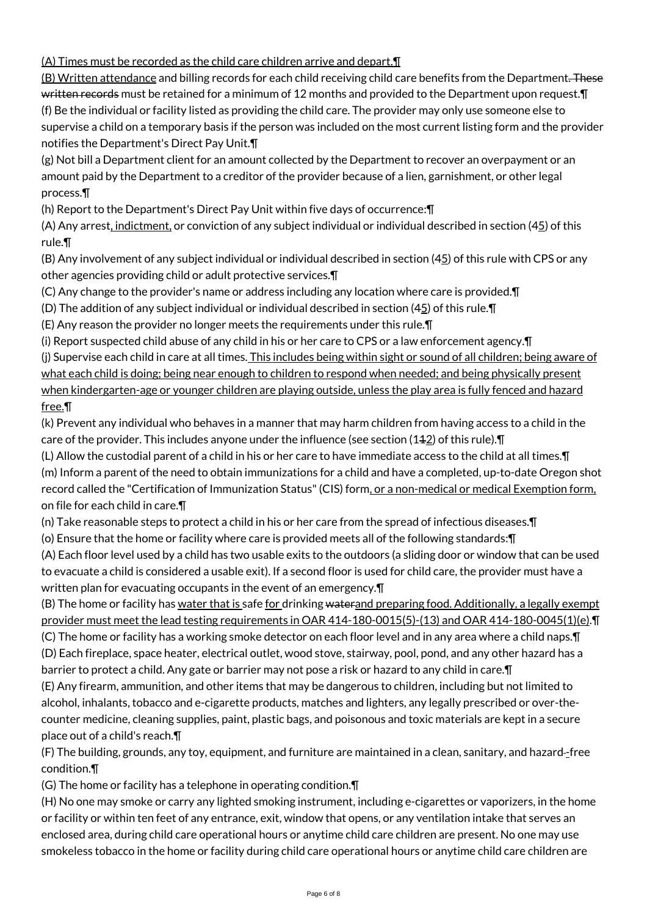(A) Times must be recorded as the child care children arrive and depart.¶

(B) Written attendance and billing records for each child receiving child care benefits from the Department. These written records must be retained for a minimum of 12 months and provided to the Department upon request.¶

(f) Be the individual or facility listed as providing the child care. The provider may only use someone else to supervise a child on a temporary basis if the person was included on the most current listing form and the provider notifies the Department's Direct Pay Unit.¶

(g) Not bill a Department client for an amount collected by the Department to recover an overpayment or an amount paid by the Department to a creditor of the provider because of a lien, garnishment, or other legal process.¶

(h) Report to the Department's Direct Pay Unit within five days of occurrence:¶

(A) Any arrest, indictment, or conviction of any subject individual or individual described in section (45) of this rule.¶

(B) Any involvement of any subject individual or individual described in section (45) of this rule with CPS or any other agencies providing child or adult protective services.¶

(C) Any change to the provider's name or address including any location where care is provided.¶

(D) The addition of any subject individual or individual described in section (45) of this rule.¶

(E) Any reason the provider no longer meets the requirements under this rule.¶

(i) Report suspected child abuse of any child in his or her care to CPS or a law enforcement agency.¶

(j) Supervise each child in care at all times. This includes being within sight or sound of all children; being aware of what each child is doing; being near enough to children to respond when needed; and being physically present when kindergarten-age or younger children are playing outside, unless the play area is fully fenced and hazard free.¶

(k) Prevent any individual who behaves in a manner that may harm children from having access to a child in the care of the provider. This includes anyone under the influence (see section (112) of this rule).¶

(L) Allow the custodial parent of a child in his or her care to have immediate access to the child at all times.¶

(m) Inform a parent of the need to obtain immunizations for a child and have a completed, up-to-date Oregon shot record called the "Certification of Immunization Status" (CIS) form, or a non-medical or medical Exemption form, on file for each child in care.¶

(n) Take reasonable steps to protect a child in his or her care from the spread of infectious diseases.¶

(o) Ensure that the home or facility where care is provided meets all of the following standards:¶

(A) Each floor level used by a child has two usable exits to the outdoors (a sliding door or window that can be used to evacuate a child is considered a usable exit). If a second floor is used for child care, the provider must have a written plan for evacuating occupants in the event of an emergency.¶

(B) The home or facility has water that is safe for drinking waterand preparing food. Additionally, a legally exempt provider must meet the lead testing requirements in OAR 414-180-0015(5)-(13) and OAR 414-180-0045(1)(e).¶

(C) The home or facility has a working smoke detector on each floor level and in any area where a child naps.¶

(D) Each fireplace, space heater, electrical outlet, wood stove, stairway, pool, pond, and any other hazard has a barrier to protect a child. Any gate or barrier may not pose a risk or hazard to any child in care.¶

(E) Any firearm, ammunition, and other items that may be dangerous to children, including but not limited to alcohol, inhalants, tobacco and e-cigarette products, matches and lighters, any legally prescribed or over-the-counter medicine, cleaning supplies, paint, plastic bags, and poisonous and toxic materials are kept in a secure place out of a child's reach.¶

(F) The building, grounds, any toy, equipment, and furniture are maintained in a clean, sanitary, and hazard--free condition.¶

(G) The home or facility has a telephone in operating condition.¶

(H) No one may smoke or carry any lighted smoking instrument, including e-cigarettes or vaporizers, in the home or facility or within ten feet of any entrance, exit, window that opens, or any ventilation intake that serves an enclosed area, during child care operational hours or anytime child care children are present. No one may use smokeless tobacco in the home or facility during child care operational hours or anytime child care children are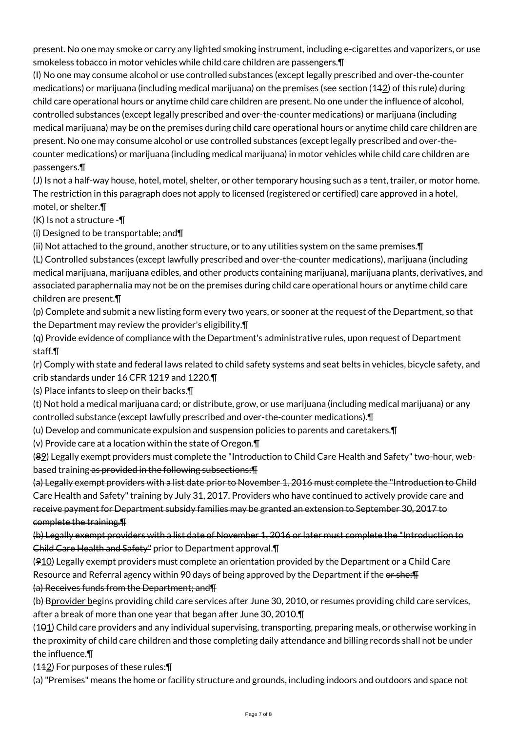present. No one may smoke or carry any lighted smoking instrument, including e-cigarettes and vaporizers, or use smokeless tobacco in motor vehicles while child care children are passengers.¶

(I) No one may consume alcohol or use controlled substances (except legally prescribed and over-the-counter medications) or marijuana (including medical marijuana) on the premises (see section (1~~1~~2) of this rule) during child care operational hours or anytime child care children are present. No one under the influence of alcohol, controlled substances (except legally prescribed and over-the-counter medications) or marijuana (including medical marijuana) may be on the premises during child care operational hours or anytime child care children are present. No one may consume alcohol or use controlled substances (except legally prescribed and over-the-counter medications) or marijuana (including medical marijuana) in motor vehicles while child care children are passengers.¶

(J) Is not a half-way house, hotel, motel, shelter, or other temporary housing such as a tent, trailer, or motor home. The restriction in this paragraph does not apply to licensed (registered or certified) care approved in a hotel, motel, or shelter.¶

(K) Is not a structure -¶

(i) Designed to be transportable; and¶

(ii) Not attached to the ground, another structure, or to any utilities system on the same premises.¶

(L) Controlled substances (except lawfully prescribed and over-the-counter medications), marijuana (including medical marijuana, marijuana edibles, and other products containing marijuana), marijuana plants, derivatives, and associated paraphernalia may not be on the premises during child care operational hours or anytime child care children are present.¶

(p) Complete and submit a new listing form every two years, or sooner at the request of the Department, so that the Department may review the provider's eligibility.¶

(q) Provide evidence of compliance with the Department's administrative rules, upon request of Department staff.¶

(r) Comply with state and federal laws related to child safety systems and seat belts in vehicles, bicycle safety, and crib standards under 16 CFR 1219 and 1220.¶

(s) Place infants to sleep on their backs.¶

(t) Not hold a medical marijuana card; or distribute, grow, or use marijuana (including medical marijuana) or any controlled substance (except lawfully prescribed and over-the-counter medications).¶

(u) Develop and communicate expulsion and suspension policies to parents and caretakers.¶

(v) Provide care at a location within the state of Oregon.¶

(~~8~~9) Legally exempt providers must complete the "Introduction to Child Care Health and Safety" two-hour, web-based training ~~as provided in the following subsections:¶~~

~~(a) Legally exempt providers with a list date prior to November 1, 2016 must complete the "Introduction to Child Care Health and Safety" training by July 31, 2017. Providers who have continued to actively provide care and receive payment for Department subsidy families may be granted an extension to September 30, 2017 to complete the training.¶~~

~~(b) Legally exempt providers with a list date of November 1, 2016 or later must complete the "Introduction to Child Care Health and Safety"~~ prior to Department approval.¶

(~~9~~10) Legally exempt providers must complete an orientation provided by the Department or a Child Care Resource and Referral agency within 90 days of being approved by the Department if the ~~or she:¶~~

~~(a) Receives funds from the Department; and¶~~

~~(b) B~~provider begins providing child care services after June 30, 2010, or resumes providing child care services, after a break of more than one year that began after June 30, 2010.¶

(1~~0~~1) Child care providers and any individual supervising, transporting, preparing meals, or otherwise working in the proximity of child care children and those completing daily attendance and billing records shall not be under the influence.¶

(1~~1~~2) For purposes of these rules:¶

(a) "Premises" means the home or facility structure and grounds, including indoors and outdoors and space not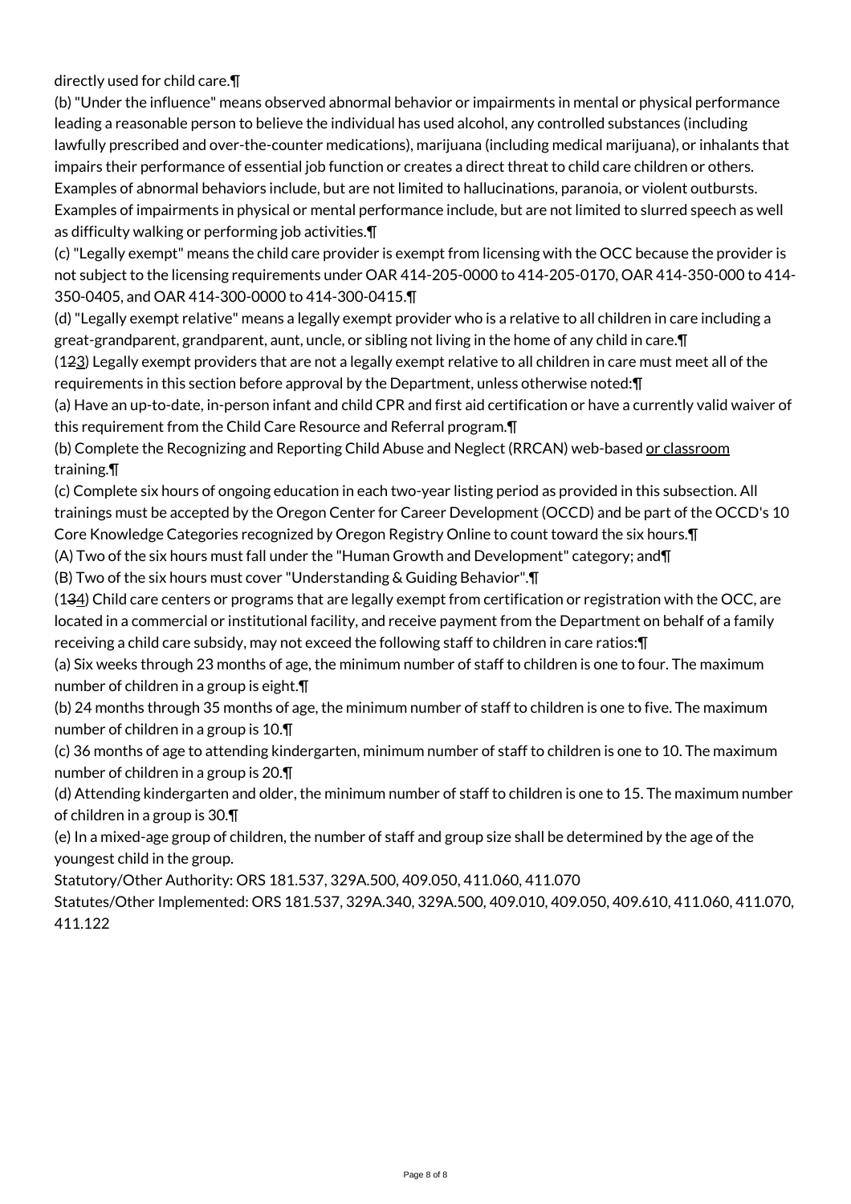directly used for child care.¶

(b) "Under the influence" means observed abnormal behavior or impairments in mental or physical performance leading a reasonable person to believe the individual has used alcohol, any controlled substances (including lawfully prescribed and over-the-counter medications), marijuana (including medical marijuana), or inhalants that impairs their performance of essential job function or creates a direct threat to child care children or others. Examples of abnormal behaviors include, but are not limited to hallucinations, paranoia, or violent outbursts. Examples of impairments in physical or mental performance include, but are not limited to slurred speech as well as difficulty walking or performing job activities.¶

(c) "Legally exempt" means the child care provider is exempt from licensing with the OCC because the provider is not subject to the licensing requirements under OAR 414-205-0000 to 414-205-0170, OAR 414-350-000 to 414-350-0405, and OAR 414-300-0000 to 414-300-0415.¶

(d) "Legally exempt relative" means a legally exempt provider who is a relative to all children in care including a great-grandparent, grandparent, aunt, uncle, or sibling not living in the home of any child in care.¶

(1~~2~~<u>3</u>) Legally exempt providers that are not a legally exempt relative to all children in care must meet all of the requirements in this section before approval by the Department, unless otherwise noted:¶

(a) Have an up-to-date, in-person infant and child CPR and first aid certification or have a currently valid waiver of this requirement from the Child Care Resource and Referral program.¶

(b) Complete the Recognizing and Reporting Child Abuse and Neglect (RRCAN) web-based <u>or classroom</u> training.¶

(c) Complete six hours of ongoing education in each two-year listing period as provided in this subsection. All trainings must be accepted by the Oregon Center for Career Development (OCCD) and be part of the OCCD's 10 Core Knowledge Categories recognized by Oregon Registry Online to count toward the six hours.¶

(A) Two of the six hours must fall under the "Human Growth and Development" category; and¶

(B) Two of the six hours must cover "Understanding & Guiding Behavior".¶

(1~~3~~<u>4</u>) Child care centers or programs that are legally exempt from certification or registration with the OCC, are located in a commercial or institutional facility, and receive payment from the Department on behalf of a family receiving a child care subsidy, may not exceed the following staff to children in care ratios:¶

(a) Six weeks through 23 months of age, the minimum number of staff to children is one to four. The maximum number of children in a group is eight.¶

(b) 24 months through 35 months of age, the minimum number of staff to children is one to five. The maximum number of children in a group is 10.¶

(c) 36 months of age to attending kindergarten, minimum number of staff to children is one to 10. The maximum number of children in a group is 20.¶

(d) Attending kindergarten and older, the minimum number of staff to children is one to 15. The maximum number of children in a group is 30.¶

(e) In a mixed-age group of children, the number of staff and group size shall be determined by the age of the youngest child in the group.

Statutory/Other Authority: ORS 181.537, 329A.500, 409.050, 411.060, 411.070

Statutes/Other Implemented: ORS 181.537, 329A.340, 329A.500, 409.010, 409.050, 409.610, 411.060, 411.070, 411.122